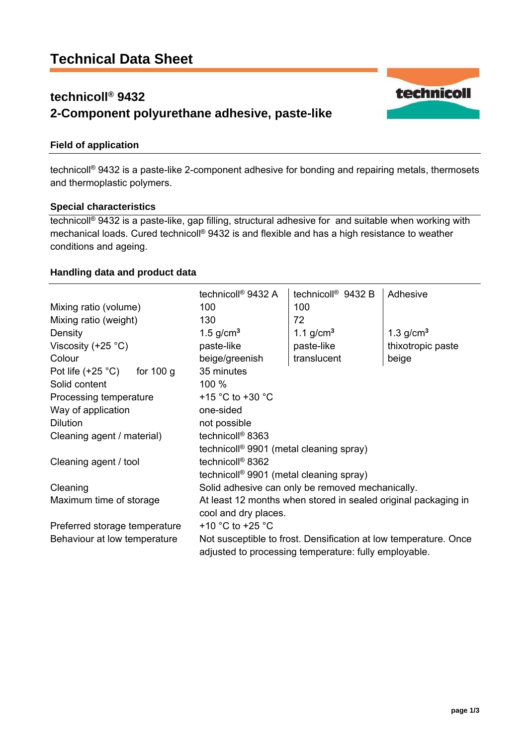# Technical Data Sheet

## technicoll® 9432
## 2-Component polyurethane adhesive, paste-like

### Field of application

technicoll® 9432 is a paste-like 2-component adhesive for bonding and repairing metals, thermosets and thermoplastic polymers.

### Special characteristics

technicoll® 9432 is a paste-like, gap filling, structural adhesive for and suitable when working with mechanical loads. Cured technicoll® 9432 is and flexible and has a high resistance to weather conditions and ageing.

### Handling data and product data

| | technicoll® 9432 A | technicoll® 9432 B | Adhesive |
|---|---|---|---|
| Mixing ratio (volume) | 100 | 100 | |
| Mixing ratio (weight) | 130 | 72 | |
| Density | 1.5 g/cm³ | 1.1 g/cm³ | 1.3 g/cm³ |
| Viscosity (+25 °C) | paste-like | paste-like | thixotropic paste |
| Colour | beige/greenish | translucent | beige |

| | |
|---|---|
| Pot life (+25 °C) for 100 g | 35 minutes |
| Solid content | 100 % |
| Processing temperature | +15 °C to +30 °C |
| Way of application | one-sided |
| Dilution | not possible |
| Cleaning agent / material) | technicoll® 8363<br>technicoll® 9901 (metal cleaning spray) |
| Cleaning agent / tool | technicoll® 8362<br>technicoll® 9901 (metal cleaning spray) |
| Cleaning | Solid adhesive can only be removed mechanically. |
| Maximum time of storage | At least 12 months when stored in sealed original packaging in cool and dry places. |
| Preferred storage temperature | +10 °C to +25 °C |
| Behaviour at low temperature | Not susceptible to frost. Densification at low temperature. Once adjusted to processing temperature: fully employable. |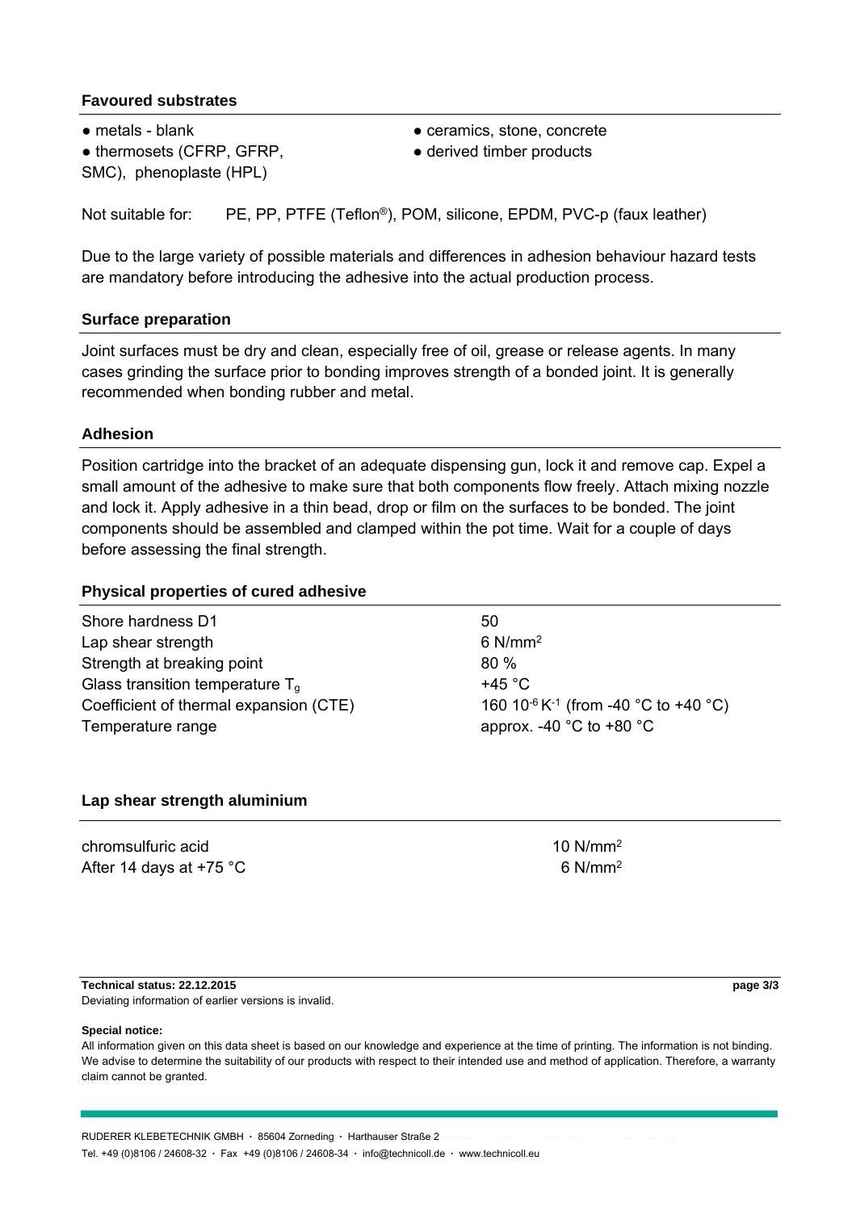## Favoured substrates

- metals - blank
- thermosets (CFRP, GFRP, SMC), phenoplaste (HPL)
- ceramics, stone, concrete
- derived timber products

Not suitable for: PE, PP, PTFE (Teflon®), POM, silicone, EPDM, PVC-p (faux leather)

Due to the large variety of possible materials and differences in adhesion behaviour hazard tests are mandatory before introducing the adhesive into the actual production process.

## Surface preparation

Joint surfaces must be dry and clean, especially free of oil, grease or release agents. In many cases grinding the surface prior to bonding improves strength of a bonded joint. It is generally recommended when bonding rubber and metal.

## Adhesion

Position cartridge into the bracket of an adequate dispensing gun, lock it and remove cap. Expel a small amount of the adhesive to make sure that both components flow freely. Attach mixing nozzle and lock it. Apply adhesive in a thin bead, drop or film on the surfaces to be bonded. The joint components should be assembled and clamped within the pot time. Wait for a couple of days before assessing the final strength.

## Physical properties of cured adhesive

| | |
|---|---|
| Shore hardness D1 | 50 |
| Lap shear strength | 6 $N/mm^2$ |
| Strength at breaking point | 80 % |
| Glass transition temperature $T_g$ | +45 °C |
| Coefficient of thermal expansion (CTE) | 160 $10^{-6} K^{-1}$ (from -40 °C to +40 °C) |
| Temperature range | approx. -40 °C to +80 °C |

## Lap shear strength aluminium

| | |
|---|---|
| chromsulfuric acid | 10 $N/mm^2$ |
| After 14 days at +75 °C | 6 $N/mm^2$ |

**Technical status: 22.12.2015**
Deviating information of earlier versions is invalid.

**Special notice:**
All information given on this data sheet is based on our knowledge and experience at the time of printing. The information is not binding. We advise to determine the suitability of our products with respect to their intended use and method of application. Therefore, a warranty claim cannot be granted.

RUDERER KLEBETECHNIK GMBH · 85604 Zorneding · Harthauser Straße 2
Tel. +49 (0)8106 / 24608-32 · Fax +49 (0)8106 / 24608-34 · info@technicoll.de · www.technicoll.eu